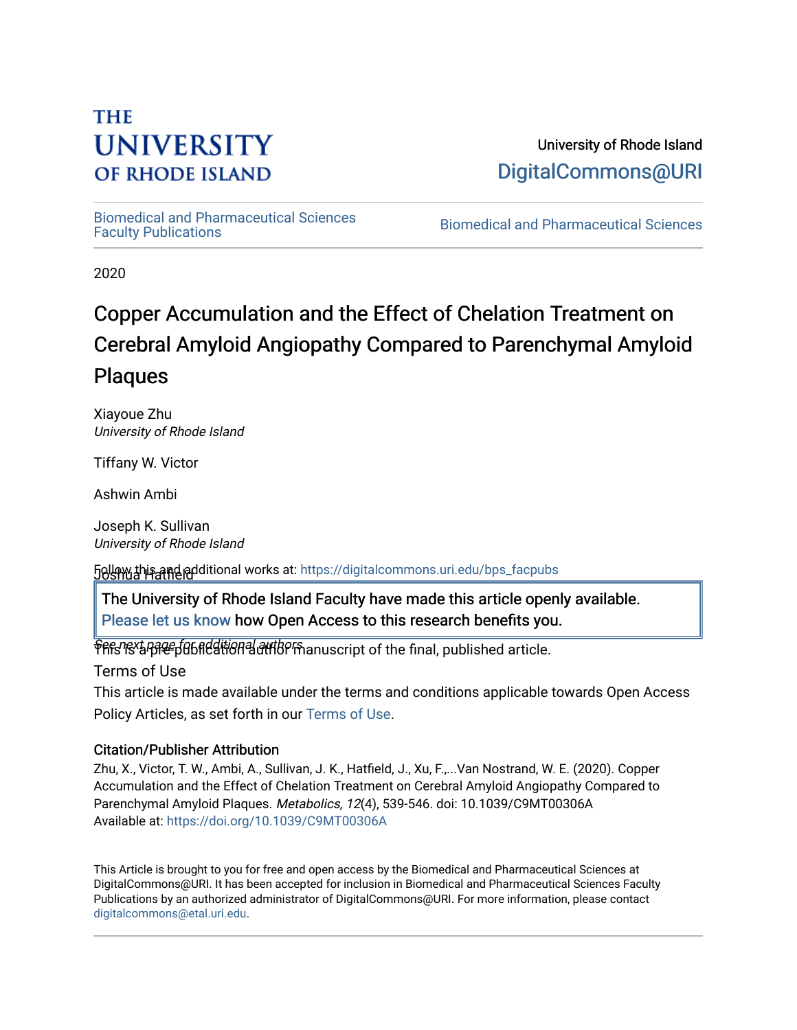THE UNIVERSITY OF RHODE ISLAND

University of Rhode Island
DigitalCommons@URI

Biomedical and Pharmaceutical Sciences Faculty Publications | Biomedical and Pharmaceutical Sciences

2020

# Copper Accumulation and the Effect of Chelation Treatment on Cerebral Amyloid Angiopathy Compared to Parenchymal Amyloid Plaques

Xiayoue Zhu
*University of Rhode Island*

Tiffany W. Victor

Ashwin Ambi

Joseph K. Sullivan
*University of Rhode Island*

Joshua Hatfield

*See next page for additional authors*

Follow this and additional works at: https://digitalcommons.uri.edu/bps_facpubs

The University of Rhode Island Faculty have made this article openly available. Please let us know how Open Access to this research benefits you.

This is a pre-publication author manuscript of the final, published article.

Terms of Use
This article is made available under the terms and conditions applicable towards Open Access Policy Articles, as set forth in our Terms of Use.

## Citation/Publisher Attribution

Zhu, X., Victor, T. W., Ambi, A., Sullivan, J. K., Hatfield, J., Xu, F.,...Van Nostrand, W. E. (2020). Copper Accumulation and the Effect of Chelation Treatment on Cerebral Amyloid Angiopathy Compared to Parenchymal Amyloid Plaques. *Metabolics, 12*(4), 539-546. doi: 10.1039/C9MT00306A
Available at: https://doi.org/10.1039/C9MT00306A

This Article is brought to you for free and open access by the Biomedical and Pharmaceutical Sciences at DigitalCommons@URI. It has been accepted for inclusion in Biomedical and Pharmaceutical Sciences Faculty Publications by an authorized administrator of DigitalCommons@URI. For more information, please contact digitalcommons@etal.uri.edu.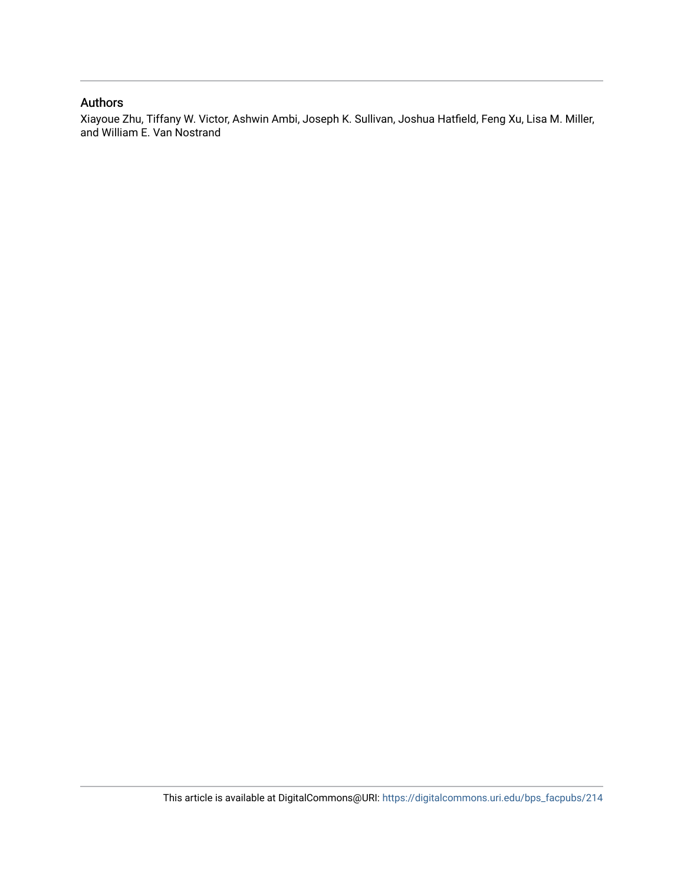## Authors

Xiayoue Zhu, Tiffany W. Victor, Ashwin Ambi, Joseph K. Sullivan, Joshua Hatfield, Feng Xu, Lisa M. Miller, and William E. Van Nostrand

This article is available at DigitalCommons@URI: https://digitalcommons.uri.edu/bps_facpubs/214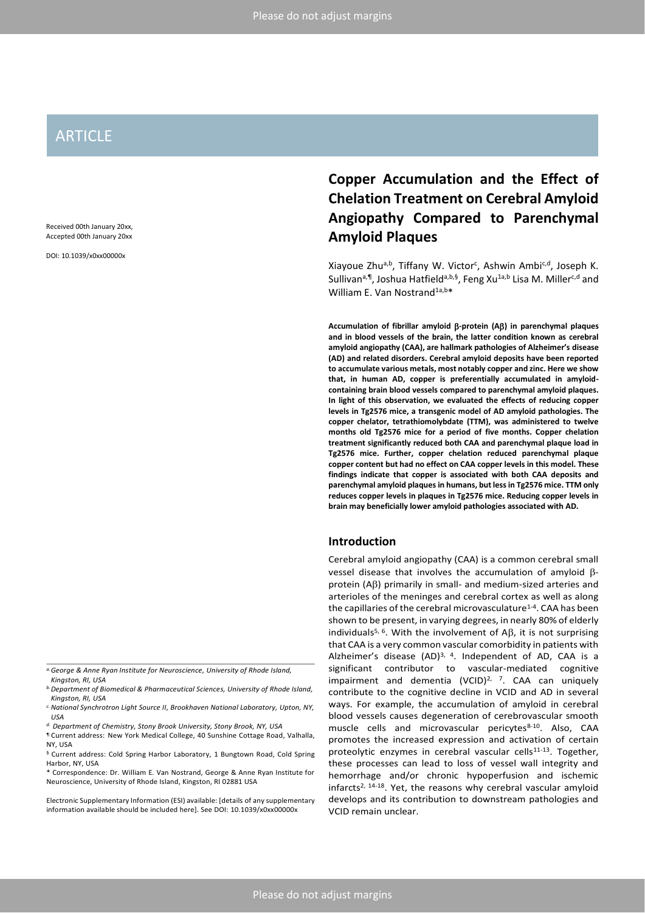ARTICLE

Received 00th January 20xx,
Accepted 00th January 20xx

DOI: 10.1039/x0xx00000x

# Copper Accumulation and the Effect of Chelation Treatment on Cerebral Amyloid Angiopathy Compared to Parenchymal Amyloid Plaques

Xiayoue Zhu[a,b], Tiffany W. Victor[c], Ashwin Ambi[c,d], Joseph K. Sullivan[a,¶], Joshua Hatfield[a,b,§], Feng Xu[1a,b] Lisa M. Miller[c,d] and William E. Van Nostrand[1a,b*]

**Accumulation of fibrillar amyloid β-protein (Aβ) in parenchymal plaques and in blood vessels of the brain, the latter condition known as cerebral amyloid angiopathy (CAA), are hallmark pathologies of Alzheimer's disease (AD) and related disorders. Cerebral amyloid deposits have been reported to accumulate various metals, most notably copper and zinc. Here we show that, in human AD, copper is preferentially accumulated in amyloid-containing brain blood vessels compared to parenchymal amyloid plaques. In light of this observation, we evaluated the effects of reducing copper levels in Tg2576 mice, a transgenic model of AD amyloid pathologies. The copper chelator, tetrathiomolybdate (TTM), was administered to twelve months old Tg2576 mice for a period of five months. Copper chelation treatment significantly reduced both CAA and parenchymal plaque load in Tg2576 mice. Further, copper chelation reduced parenchymal plaque copper content but had no effect on CAA copper levels in this model. These findings indicate that copper is associated with both CAA deposits and parenchymal amyloid plaques in humans, but less in Tg2576 mice. TTM only reduces copper levels in plaques in Tg2576 mice. Reducing copper levels in brain may beneficially lower amyloid pathologies associated with AD.**

## Introduction

Cerebral amyloid angiopathy (CAA) is a common cerebral small vessel disease that involves the accumulation of amyloid β-protein (Aβ) primarily in small- and medium-sized arteries and arterioles of the meninges and cerebral cortex as well as along the capillaries of the cerebral microvasculature[1-4]. CAA has been shown to be present, in varying degrees, in nearly 80% of elderly individuals[5, 6]. With the involvement of Aβ, it is not surprising that CAA is a very common vascular comorbidity in patients with Alzheimer's disease (AD)[3, 4]. Independent of AD, CAA is a significant contributor to vascular-mediated cognitive impairment and dementia (VCID)[2, 7]. CAA can uniquely contribute to the cognitive decline in VCID and AD in several ways. For example, the accumulation of amyloid in cerebral blood vessels causes degeneration of cerebrovascular smooth muscle cells and microvascular pericytes[8-10]. Also, CAA promotes the increased expression and activation of certain proteolytic enzymes in cerebral vascular cells[11-13]. Together, these processes can lead to loss of vessel wall integrity and hemorrhage and/or chronic hypoperfusion and ischemic infarcts[2, 14-18]. Yet, the reasons why cerebral vascular amyloid develops and its contribution to downstream pathologies and VCID remain unclear.

---

[a] George & Anne Ryan Institute for Neuroscience, University of Rhode Island, Kingston, RI, USA

[b] Department of Biomedical & Pharmaceutical Sciences, University of Rhode Island, Kingston, RI, USA

[c] National Synchrotron Light Source II, Brookhaven National Laboratory, Upton, NY, USA

[d] Department of Chemistry, Stony Brook University, Stony Brook, NY, USA

¶ Current address: New York Medical College, 40 Sunshine Cottage Road, Valhalla, NY, USA

§ Current address: Cold Spring Harbor Laboratory, 1 Bungtown Road, Cold Spring Harbor, NY, USA

* Correspondence: Dr. William E. Van Nostrand, George & Anne Ryan Institute for Neuroscience, University of Rhode Island, Kingston, RI 02881 USA

Electronic Supplementary Information (ESI) available: [details of any supplementary information available should be included here]. See DOI: 10.1039/x0xx00000x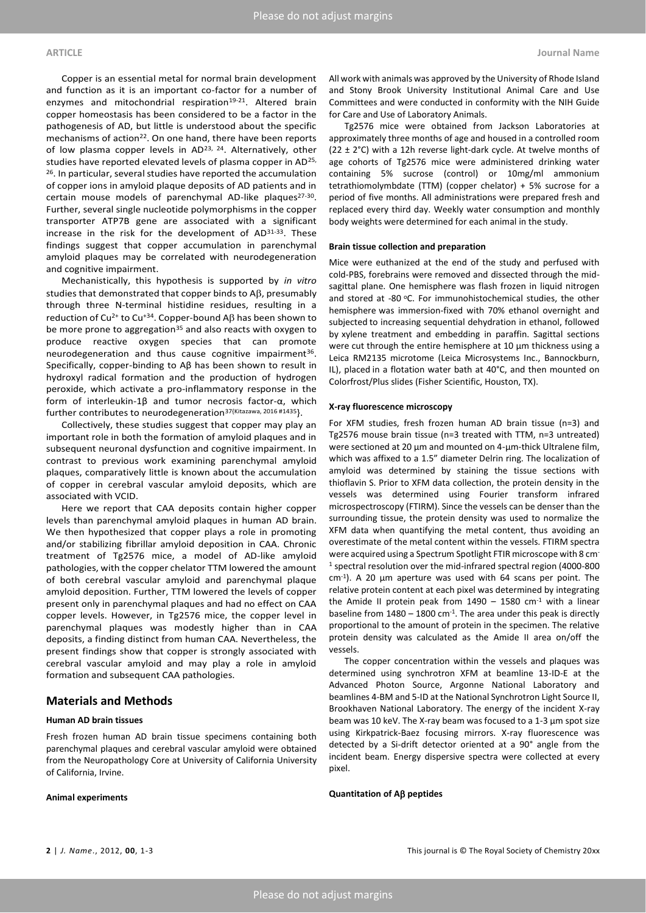Copper is an essential metal for normal brain development and function as it is an important co-factor for a number of enzymes and mitochondrial respiration[19-21]. Altered brain copper homeostasis has been considered to be a factor in the pathogenesis of AD, but little is understood about the specific mechanisms of action[22]. On one hand, there have been reports of low plasma copper levels in AD[23, 24]. Alternatively, other studies have reported elevated levels of plasma copper in AD[25, 26]. In particular, several studies have reported the accumulation of copper ions in amyloid plaque deposits of AD patients and in certain mouse models of parenchymal AD-like plaques[27-30]. Further, several single nucleotide polymorphisms in the copper transporter ATP7B gene are associated with a significant increase in the risk for the development of AD[31-33]. These findings suggest that copper accumulation in parenchymal amyloid plaques may be correlated with neurodegeneration and cognitive impairment.

Mechanistically, this hypothesis is supported by *in vitro* studies that demonstrated that copper binds to Aβ, presumably through three N-terminal histidine residues, resulting in a reduction of $Cu^{2+}$ to $Cu^{+}$[34]. Copper-bound Aβ has been shown to be more prone to aggregation[35] and also reacts with oxygen to produce reactive oxygen species that can promote neurodegeneration and thus cause cognitive impairment[36]. Specifically, copper-binding to Aβ has been shown to result in hydroxyl radical formation and the production of hydrogen peroxide, which activate a pro-inflammatory response in the form of interleukin-1β and tumor necrosis factor-α, which further contributes to neurodegeneration[37{Kitazawa, 2016 #1435}].

Collectively, these studies suggest that copper may play an important role in both the formation of amyloid plaques and in subsequent neuronal dysfunction and cognitive impairment. In contrast to previous work examining parenchymal amyloid plaques, comparatively little is known about the accumulation of copper in cerebral vascular amyloid deposits, which are associated with VCID.

Here we report that CAA deposits contain higher copper levels than parenchymal amyloid plaques in human AD brain. We then hypothesized that copper plays a role in promoting and/or stabilizing fibrillar amyloid deposition in CAA. Chronic treatment of Tg2576 mice, a model of AD-like amyloid pathologies, with the copper chelator TTM lowered the amount of both cerebral vascular amyloid and parenchymal plaque amyloid deposition. Further, TTM lowered the levels of copper present only in parenchymal plaques and had no effect on CAA copper levels. However, in Tg2576 mice, the copper level in parenchymal plaques was modestly higher than in CAA deposits, a finding distinct from human CAA. Nevertheless, the present findings show that copper is strongly associated with cerebral vascular amyloid and may play a role in amyloid formation and subsequent CAA pathologies.

## Materials and Methods

### Human AD brain tissues

Fresh frozen human AD brain tissue specimens containing both parenchymal plaques and cerebral vascular amyloid were obtained from the Neuropathology Core at University of California University of California, Irvine.

### Animal experiments

All work with animals was approved by the University of Rhode Island and Stony Brook University Institutional Animal Care and Use Committees and were conducted in conformity with the NIH Guide for Care and Use of Laboratory Animals.

Tg2576 mice were obtained from Jackson Laboratories at approximately three months of age and housed in a controlled room (22 ± 2°C) with a 12h reverse light-dark cycle. At twelve months of age cohorts of Tg2576 mice were administered drinking water containing 5% sucrose (control) or 10mg/ml ammonium tetrathiomolymbdate (TTM) (copper chelator) + 5% sucrose for a period of five months. All administrations were prepared fresh and replaced every third day. Weekly water consumption and monthly body weights were determined for each animal in the study.

### Brain tissue collection and preparation

Mice were euthanized at the end of the study and perfused with cold-PBS, forebrains were removed and dissected through the mid-sagittal plane. One hemisphere was flash frozen in liquid nitrogen and stored at -80 °C. For immunohistochemical studies, the other hemisphere was immersion-fixed with 70% ethanol overnight and subjected to increasing sequential dehydration in ethanol, followed by xylene treatment and embedding in paraffin. Sagittal sections were cut through the entire hemisphere at 10 µm thickness using a Leica RM2135 microtome (Leica Microsystems Inc., Bannockburn, IL), placed in a flotation water bath at 40°C, and then mounted on Colorfrost/Plus slides (Fisher Scientific, Houston, TX).

### X-ray fluorescence microscopy

For XFM studies, fresh frozen human AD brain tissue (n=3) and Tg2576 mouse brain tissue (n=3 treated with TTM, n=3 untreated) were sectioned at 20 µm and mounted on 4-µm-thick Ultralene film, which was affixed to a 1.5" diameter Delrin ring. The localization of amyloid was determined by staining the tissue sections with thioflavin S. Prior to XFM data collection, the protein density in the vessels was determined using Fourier transform infrared microspectroscopy (FTIRM). Since the vessels can be denser than the surrounding tissue, the protein density was used to normalize the XFM data when quantifying the metal content, thus avoiding an overestimate of the metal content within the vessels. FTIRM spectra were acquired using a Spectrum Spotlight FTIR microscope with 8 $cm^{-1}$ spectral resolution over the mid-infrared spectral region (4000-800 $cm^{-1}$). A 20 µm aperture was used with 64 scans per point. The relative protein content at each pixel was determined by integrating the Amide II protein peak from 1490 – 1580 $cm^{-1}$ with a linear baseline from 1480 – 1800 $cm^{-1}$. The area under this peak is directly proportional to the amount of protein in the specimen. The relative protein density was calculated as the Amide II area on/off the vessels.

The copper concentration within the vessels and plaques was determined using synchrotron XFM at beamline 13-ID-E at the Advanced Photon Source, Argonne National Laboratory and beamlines 4-BM and 5-ID at the National Synchrotron Light Source II, Brookhaven National Laboratory. The energy of the incident X-ray beam was 10 keV. The X-ray beam was focused to a 1-3 µm spot size using Kirkpatrick-Baez focusing mirrors. X-ray fluorescence was detected by a Si-drift detector oriented at a 90° angle from the incident beam. Energy dispersive spectra were collected at every pixel.

### Quantitation of Aβ peptides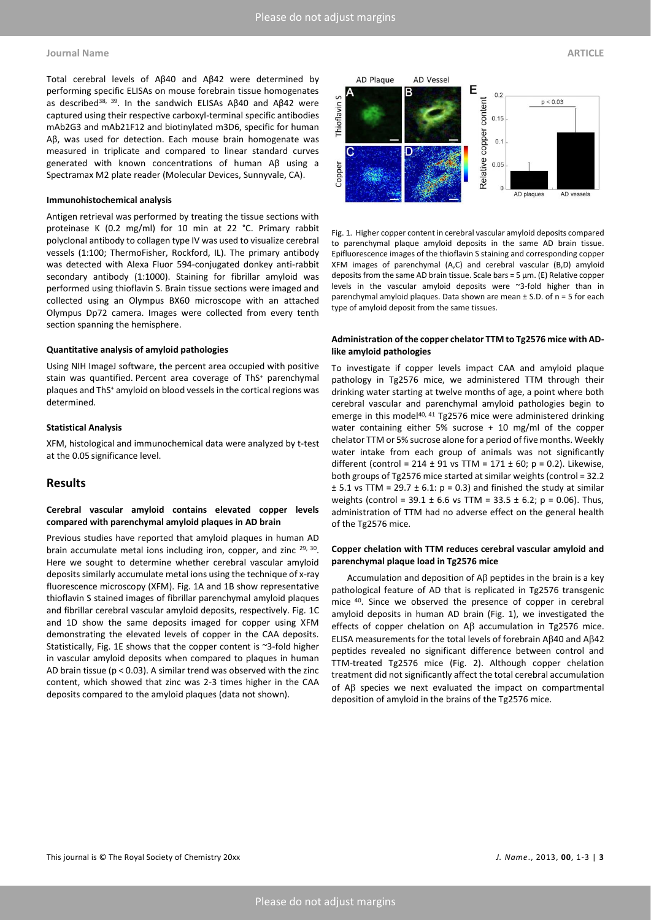Total cerebral levels of Aβ40 and Aβ42 were determined by performing specific ELISAs on mouse forebrain tissue homogenates as described[38, 39]. In the sandwich ELISAs Aβ40 and Aβ42 were captured using their respective carboxyl-terminal specific antibodies mAb2G3 and mAb21F12 and biotinylated m3D6, specific for human Aβ, was used for detection. Each mouse brain homogenate was measured in triplicate and compared to linear standard curves generated with known concentrations of human Aβ using a Spectramax M2 plate reader (Molecular Devices, Sunnyvale, CA).

#### Immunohistochemical analysis

Antigen retrieval was performed by treating the tissue sections with proteinase K (0.2 mg/ml) for 10 min at 22 °C. Primary rabbit polyclonal antibody to collagen type IV was used to visualize cerebral vessels (1:100; ThermoFisher, Rockford, IL). The primary antibody was detected with Alexa Fluor 594-conjugated donkey anti-rabbit secondary antibody (1:1000). Staining for fibrillar amyloid was performed using thioflavin S. Brain tissue sections were imaged and collected using an Olympus BX60 microscope with an attached Olympus Dp72 camera. Images were collected from every tenth section spanning the hemisphere.

#### Quantitative analysis of amyloid pathologies

Using NIH ImageJ software, the percent area occupied with positive stain was quantified. Percent area coverage of $ThS^+$ parenchymal plaques and $ThS^+$ amyloid on blood vessels in the cortical regions was determined.

#### Statistical Analysis

XFM, histological and immunochemical data were analyzed by t-test at the 0.05 significance level.

## Results

#### Cerebral vascular amyloid contains elevated copper levels compared with parenchymal amyloid plaques in AD brain

Previous studies have reported that amyloid plaques in human AD brain accumulate metal ions including iron, copper, and zinc [29, 30]. Here we sought to determine whether cerebral vascular amyloid deposits similarly accumulate metal ions using the technique of x-ray fluorescence microscopy (XFM). Fig. 1A and 1B show representative thioflavin S stained images of fibrillar parenchymal amyloid plaques and fibrillar cerebral vascular amyloid deposits, respectively. Fig. 1C and 1D show the same deposits imaged for copper using XFM demonstrating the elevated levels of copper in the CAA deposits. Statistically, Fig. 1E shows that the copper content is ~3-fold higher in vascular amyloid deposits when compared to plaques in human AD brain tissue ($p < 0.03$). A similar trend was observed with the zinc content, which showed that zinc was 2-3 times higher in the CAA deposits compared to the amyloid plaques (data not shown).

Fig. 1. Higher copper content in cerebral vascular amyloid deposits compared to parenchymal plaque amyloid deposits in the same AD brain tissue. Epifluorescence images of the thioflavin S staining and corresponding copper XFM images of parenchymal (A,C) and cerebral vascular (B,D) amyloid deposits from the same AD brain tissue. Scale bars = 5 µm. (E) Relative copper levels in the vascular amyloid deposits were ~3-fold higher than in parenchymal amyloid plaques. Data shown are mean ± S.D. of n = 5 for each type of amyloid deposit from the same tissues.

#### Administration of the copper chelator TTM to Tg2576 mice with AD-like amyloid pathologies

To investigate if copper levels impact CAA and amyloid plaque pathology in Tg2576 mice, we administered TTM through their drinking water starting at twelve months of age, a point where both cerebral vascular and parenchymal amyloid pathologies begin to emerge in this model[40, 41] Tg2576 mice were administered drinking water containing either 5% sucrose + 10 mg/ml of the copper chelator TTM or 5% sucrose alone for a period of five months. Weekly water intake from each group of animals was not significantly different (control = 214 ± 91 vs TTM = 171 ± 60; $p = 0.2$). Likewise, both groups of Tg2576 mice started at similar weights (control = 32.2 ± 5.1 vs TTM = 29.7 ± 6.1: $p = 0.3$) and finished the study at similar weights (control = 39.1 ± 6.6 vs TTM = 33.5 ± 6.2; $p = 0.06$). Thus, administration of TTM had no adverse effect on the general health of the Tg2576 mice.

#### Copper chelation with TTM reduces cerebral vascular amyloid and parenchymal plaque load in Tg2576 mice

Accumulation and deposition of Aβ peptides in the brain is a key pathological feature of AD that is replicated in Tg2576 transgenic mice [40]. Since we observed the presence of copper in cerebral amyloid deposits in human AD brain (Fig. 1), we investigated the effects of copper chelation on Aβ accumulation in Tg2576 mice. ELISA measurements for the total levels of forebrain Aβ40 and Aβ42 peptides revealed no significant difference between control and TTM-treated Tg2576 mice (Fig. 2). Although copper chelation treatment did not significantly affect the total cerebral accumulation of Aβ species we next evaluated the impact on compartmental deposition of amyloid in the brains of the Tg2576 mice.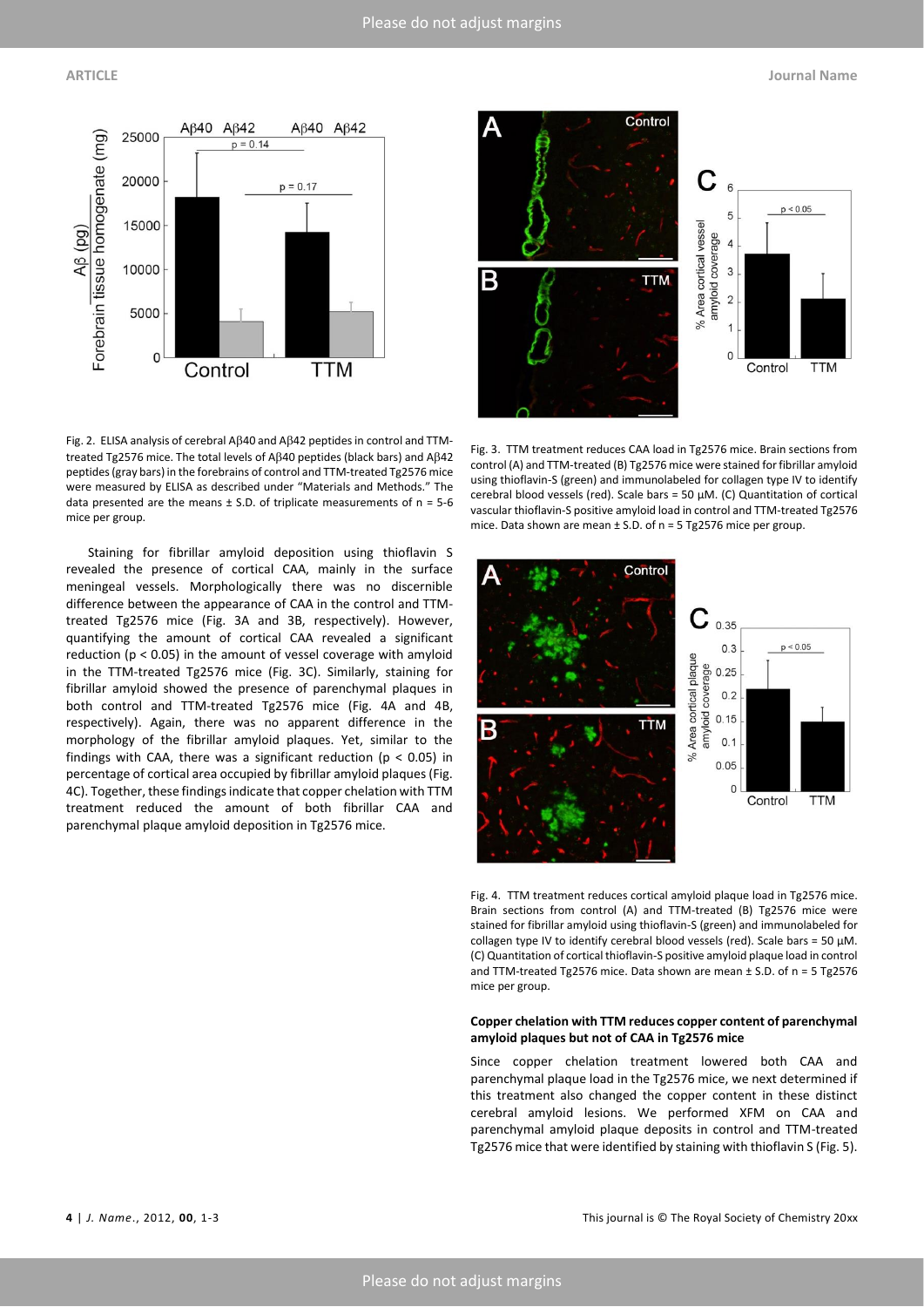Fig. 2. ELISA analysis of cerebral Aβ40 and Aβ42 peptides in control and TTM-treated Tg2576 mice. The total levels of Aβ40 peptides (black bars) and Aβ42 peptides (gray bars) in the forebrains of control and TTM-treated Tg2576 mice were measured by ELISA as described under "Materials and Methods." The data presented are the means ± S.D. of triplicate measurements of n = 5-6 mice per group.

Fig. 3. TTM treatment reduces CAA load in Tg2576 mice. Brain sections from control (A) and TTM-treated (B) Tg2576 mice were stained for fibrillar amyloid using thioflavin-S (green) and immunolabeled for collagen type IV to identify cerebral blood vessels (red). Scale bars = 50 μM. (C) Quantitation of cortical vascular thioflavin-S positive amyloid load in control and TTM-treated Tg2576 mice. Data shown are mean ± S.D. of n = 5 Tg2576 mice per group.

Staining for fibrillar amyloid deposition using thioflavin S revealed the presence of cortical CAA, mainly in the surface meningeal vessels. Morphologically there was no discernible difference between the appearance of CAA in the control and TTM-treated Tg2576 mice (Fig. 3A and 3B, respectively). However, quantifying the amount of cortical CAA revealed a significant reduction ($p < 0.05$) in the amount of vessel coverage with amyloid in the TTM-treated Tg2576 mice (Fig. 3C). Similarly, staining for fibrillar amyloid showed the presence of parenchymal plaques in both control and TTM-treated Tg2576 mice (Fig. 4A and 4B, respectively). Again, there was no apparent difference in the morphology of the fibrillar amyloid plaques. Yet, similar to the findings with CAA, there was a significant reduction ($p < 0.05$) in percentage of cortical area occupied by fibrillar amyloid plaques (Fig. 4C). Together, these findings indicate that copper chelation with TTM treatment reduced the amount of both fibrillar CAA and parenchymal plaque amyloid deposition in Tg2576 mice.

Fig. 4. TTM treatment reduces cortical amyloid plaque load in Tg2576 mice. Brain sections from control (A) and TTM-treated (B) Tg2576 mice were stained for fibrillar amyloid using thioflavin-S (green) and immunolabeled for collagen type IV to identify cerebral blood vessels (red). Scale bars = 50 μM. (C) Quantitation of cortical thioflavin-S positive amyloid plaque load in control and TTM-treated Tg2576 mice. Data shown are mean ± S.D. of n = 5 Tg2576 mice per group.

### Copper chelation with TTM reduces copper content of parenchymal amyloid plaques but not of CAA in Tg2576 mice

Since copper chelation treatment lowered both CAA and parenchymal plaque load in the Tg2576 mice, we next determined if this treatment also changed the copper content in these distinct cerebral amyloid lesions. We performed XFM on CAA and parenchymal amyloid plaque deposits in control and TTM-treated Tg2576 mice that were identified by staining with thioflavin S (Fig. 5).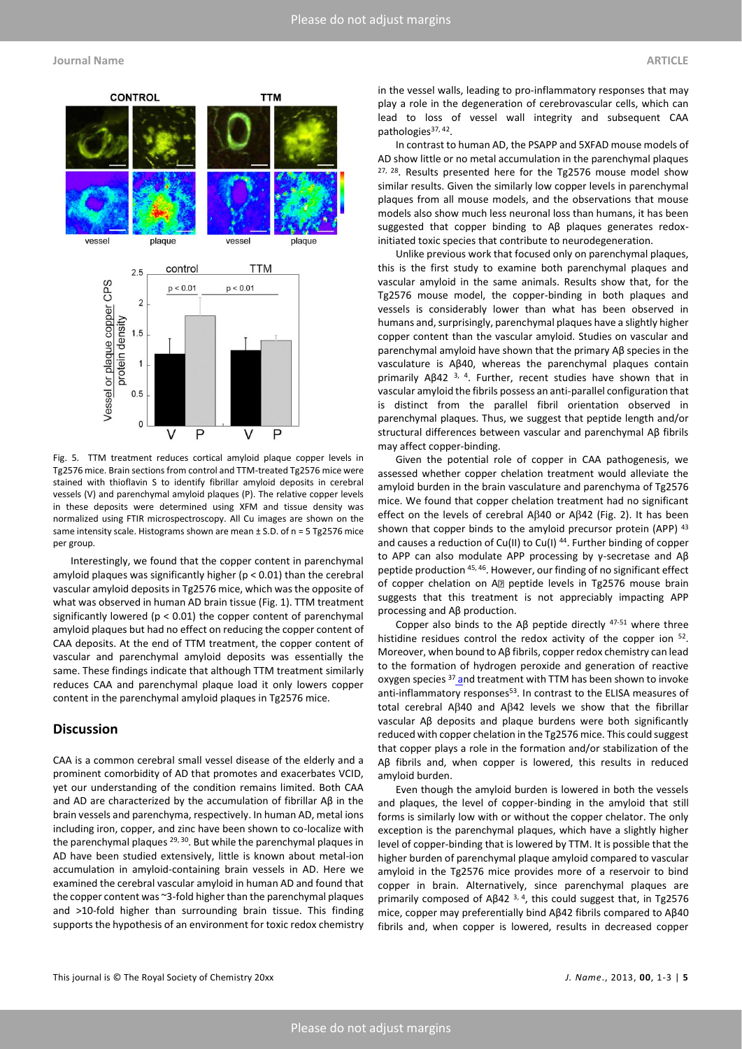Fig. 5. TTM treatment reduces cortical amyloid plaque copper levels in Tg2576 mice. Brain sections from control and TTM-treated Tg2576 mice were stained with thioflavin S to identify fibrillar amyloid deposits in cerebral vessels (V) and parenchymal amyloid plaques (P). The relative copper levels in these deposits were determined using XFM and tissue density was normalized using FTIR microspectroscopy. All Cu images are shown on the same intensity scale. Histograms shown are mean ± S.D. of n = 5 Tg2576 mice per group.

Interestingly, we found that the copper content in parenchymal amyloid plaques was significantly higher ($p < 0.01$) than the cerebral vascular amyloid deposits in Tg2576 mice, which was the opposite of what was observed in human AD brain tissue (Fig. 1). TTM treatment significantly lowered ($p < 0.01$) the copper content of parenchymal amyloid plaques but had no effect on reducing the copper content of CAA deposits. At the end of TTM treatment, the copper content of vascular and parenchymal amyloid deposits was essentially the same. These findings indicate that although TTM treatment similarly reduces CAA and parenchymal plaque load it only lowers copper content in the parenchymal amyloid plaques in Tg2576 mice.

## Discussion

CAA is a common cerebral small vessel disease of the elderly and a prominent comorbidity of AD that promotes and exacerbates VCID, yet our understanding of the condition remains limited. Both CAA and AD are characterized by the accumulation of fibrillar Aβ in the brain vessels and parenchyma, respectively. In human AD, metal ions including iron, copper, and zinc have been shown to co-localize with the parenchymal plaques [29, 30]. But while the parenchymal plaques in AD have been studied extensively, little is known about metal-ion accumulation in amyloid-containing brain vessels in AD. Here we examined the cerebral vascular amyloid in human AD and found that the copper content was ~3-fold higher than the parenchymal plaques and >10-fold higher than surrounding brain tissue. This finding supports the hypothesis of an environment for toxic redox chemistry in the vessel walls, leading to pro-inflammatory responses that may play a role in the degeneration of cerebrovascular cells, which can lead to loss of vessel wall integrity and subsequent CAA pathologies[37, 42].

In contrast to human AD, the PSAPP and 5XFAD mouse models of AD show little or no metal accumulation in the parenchymal plaques [27, 28]. Results presented here for the Tg2576 mouse model show similar results. Given the similarly low copper levels in parenchymal plaques from all mouse models, and the observations that mouse models also show much less neuronal loss than humans, it has been suggested that copper binding to Aβ plaques generates redox-initiated toxic species that contribute to neurodegeneration.

Unlike previous work that focused only on parenchymal plaques, this is the first study to examine both parenchymal plaques and vascular amyloid in the same animals. Results show that, for the Tg2576 mouse model, the copper-binding in both plaques and vessels is considerably lower than what has been observed in humans and, surprisingly, parenchymal plaques have a slightly higher copper content than the vascular amyloid. Studies on vascular and parenchymal amyloid have shown that the primary Aβ species in the vasculature is Aβ40, whereas the parenchymal plaques contain primarily Aβ42 [3, 4]. Further, recent studies have shown that in vascular amyloid the fibrils possess an anti-parallel configuration that is distinct from the parallel fibril orientation observed in parenchymal plaques. Thus, we suggest that peptide length and/or structural differences between vascular and parenchymal Aβ fibrils may affect copper-binding.

Given the potential role of copper in CAA pathogenesis, we assessed whether copper chelation treatment would alleviate the amyloid burden in the brain vasculature and parenchyma of Tg2576 mice. We found that copper chelation treatment had no significant effect on the levels of cerebral Aβ40 or Aβ42 (Fig. 2). It has been shown that copper binds to the amyloid precursor protein (APP) [43] and causes a reduction of Cu(II) to Cu(I) [44]. Further binding of copper to APP can also modulate APP processing by γ-secretase and Aβ peptide production [45, 46]. However, our finding of no significant effect of copper chelation on Aβ peptide levels in Tg2576 mouse brain suggests that this treatment is not appreciably impacting APP processing and Aβ production.

Copper also binds to the Aβ peptide directly [47-51] where three histidine residues control the redox activity of the copper ion [52]. Moreover, when bound to Aβ fibrils, copper redox chemistry can lead to the formation of hydrogen peroxide and generation of reactive oxygen species [37] and treatment with TTM has been shown to invoke anti-inflammatory responses[53]. In contrast to the ELISA measures of total cerebral Aβ40 and Aβ42 levels we show that the fibrillar vascular Aβ deposits and plaque burdens were both significantly reduced with copper chelation in the Tg2576 mice. This could suggest that copper plays a role in the formation and/or stabilization of the Aβ fibrils and, when copper is lowered, this results in reduced amyloid burden.

Even though the amyloid burden is lowered in both the vessels and plaques, the level of copper-binding in the amyloid that still forms is similarly low with or without the copper chelator. The only exception is the parenchymal plaques, which have a slightly higher level of copper-binding that is lowered by TTM. It is possible that the higher burden of parenchymal plaque amyloid compared to vascular amyloid in the Tg2576 mice provides more of a reservoir to bind copper in brain. Alternatively, since parenchymal plaques are primarily composed of Aβ42 [3, 4], this could suggest that, in Tg2576 mice, copper may preferentially bind Aβ42 fibrils compared to Aβ40 fibrils and, when copper is lowered, results in decreased copper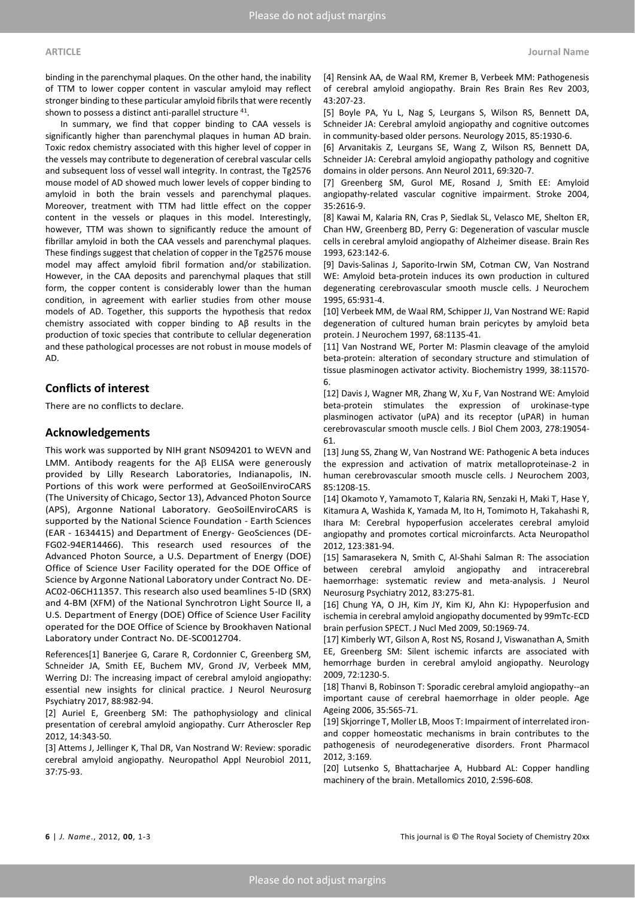binding in the parenchymal plaques. On the other hand, the inability of TTM to lower copper content in vascular amyloid may reflect stronger binding to these particular amyloid fibrils that were recently shown to possess a distinct anti-parallel structure [41].

In summary, we find that copper binding to CAA vessels is significantly higher than parenchymal plaques in human AD brain. Toxic redox chemistry associated with this higher level of copper in the vessels may contribute to degeneration of cerebral vascular cells and subsequent loss of vessel wall integrity. In contrast, the Tg2576 mouse model of AD showed much lower levels of copper binding to amyloid in both the brain vessels and parenchymal plaques. Moreover, treatment with TTM had little effect on the copper content in the vessels or plaques in this model. Interestingly, however, TTM was shown to significantly reduce the amount of fibrillar amyloid in both the CAA vessels and parenchymal plaques. These findings suggest that chelation of copper in the Tg2576 mouse model may affect amyloid fibril formation and/or stabilization. However, in the CAA deposits and parenchymal plaques that still form, the copper content is considerably lower than the human condition, in agreement with earlier studies from other mouse models of AD. Together, this supports the hypothesis that redox chemistry associated with copper binding to Aβ results in the production of toxic species that contribute to cellular degeneration and these pathological processes are not robust in mouse models of AD.

## Conflicts of interest

There are no conflicts to declare.

## Acknowledgements

This work was supported by NIH grant NS094201 to WEVN and LMM. Antibody reagents for the Aβ ELISA were generously provided by Lilly Research Laboratories, Indianapolis, IN. Portions of this work were performed at GeoSoilEnviroCARS (The University of Chicago, Sector 13), Advanced Photon Source (APS), Argonne National Laboratory. GeoSoilEnviroCARS is supported by the National Science Foundation - Earth Sciences (EAR - 1634415) and Department of Energy- GeoSciences (DE-FG02-94ER14466). This research used resources of the Advanced Photon Source, a U.S. Department of Energy (DOE) Office of Science User Facility operated for the DOE Office of Science by Argonne National Laboratory under Contract No. DE-AC02-06CH11357. This research also used beamlines 5-ID (SRX) and 4-BM (XFM) of the National Synchrotron Light Source II, a U.S. Department of Energy (DOE) Office of Science User Facility operated for the DOE Office of Science by Brookhaven National Laboratory under Contract No. DE-SC0012704.

References[1] Banerjee G, Carare R, Cordonnier C, Greenberg SM, Schneider JA, Smith EE, Buchem MV, Grond JV, Verbeek MM, Werring DJ: The increasing impact of cerebral amyloid angiopathy: essential new insights for clinical practice. J Neurol Neurosurg Psychiatry 2017, 88:982-94.

[2] Auriel E, Greenberg SM: The pathophysiology and clinical presentation of cerebral amyloid angiopathy. Curr Atheroscler Rep 2012, 14:343-50.

[3] Attems J, Jellinger K, Thal DR, Van Nostrand W: Review: sporadic cerebral amyloid angiopathy. Neuropathol Appl Neurobiol 2011, 37:75-93.

[4] Rensink AA, de Waal RM, Kremer B, Verbeek MM: Pathogenesis of cerebral amyloid angiopathy. Brain Res Brain Res Rev 2003, 43:207-23.

[5] Boyle PA, Yu L, Nag S, Leurgans S, Wilson RS, Bennett DA, Schneider JA: Cerebral amyloid angiopathy and cognitive outcomes in community-based older persons. Neurology 2015, 85:1930-6.

[6] Arvanitakis Z, Leurgans SE, Wang Z, Wilson RS, Bennett DA, Schneider JA: Cerebral amyloid angiopathy pathology and cognitive domains in older persons. Ann Neurol 2011, 69:320-7.

[7] Greenberg SM, Gurol ME, Rosand J, Smith EE: Amyloid angiopathy-related vascular cognitive impairment. Stroke 2004, 35:2616-9.

[8] Kawai M, Kalaria RN, Cras P, Siedlak SL, Velasco ME, Shelton ER, Chan HW, Greenberg BD, Perry G: Degeneration of vascular muscle cells in cerebral amyloid angiopathy of Alzheimer disease. Brain Res 1993, 623:142-6.

[9] Davis-Salinas J, Saporito-Irwin SM, Cotman CW, Van Nostrand WE: Amyloid beta-protein induces its own production in cultured degenerating cerebrovascular smooth muscle cells. J Neurochem 1995, 65:931-4.

[10] Verbeek MM, de Waal RM, Schipper JJ, Van Nostrand WE: Rapid degeneration of cultured human brain pericytes by amyloid beta protein. J Neurochem 1997, 68:1135-41.

[11] Van Nostrand WE, Porter M: Plasmin cleavage of the amyloid beta-protein: alteration of secondary structure and stimulation of tissue plasminogen activator activity. Biochemistry 1999, 38:11570-6.

[12] Davis J, Wagner MR, Zhang W, Xu F, Van Nostrand WE: Amyloid beta-protein stimulates the expression of urokinase-type plasminogen activator (uPA) and its receptor (uPAR) in human cerebrovascular smooth muscle cells. J Biol Chem 2003, 278:19054-61.

[13] Jung SS, Zhang W, Van Nostrand WE: Pathogenic A beta induces the expression and activation of matrix metalloproteinase-2 in human cerebrovascular smooth muscle cells. J Neurochem 2003, 85:1208-15.

[14] Okamoto Y, Yamamoto T, Kalaria RN, Senzaki H, Maki T, Hase Y, Kitamura A, Washida K, Yamada M, Ito H, Tomimoto H, Takahashi R, Ihara M: Cerebral hypoperfusion accelerates cerebral amyloid angiopathy and promotes cortical microinfarcts. Acta Neuropathol 2012, 123:381-94.

[15] Samarasekera N, Smith C, Al-Shahi Salman R: The association between cerebral amyloid angiopathy and intracerebral haemorrhage: systematic review and meta-analysis. J Neurol Neurosurg Psychiatry 2012, 83:275-81.

[16] Chung YA, O JH, Kim JY, Kim KJ, Ahn KJ: Hypoperfusion and ischemia in cerebral amyloid angiopathy documented by 99mTc-ECD brain perfusion SPECT. J Nucl Med 2009, 50:1969-74.

[17] Kimberly WT, Gilson A, Rost NS, Rosand J, Viswanathan A, Smith EE, Greenberg SM: Silent ischemic infarcts are associated with hemorrhage burden in cerebral amyloid angiopathy. Neurology 2009, 72:1230-5.

[18] Thanvi B, Robinson T: Sporadic cerebral amyloid angiopathy--an important cause of cerebral haemorrhage in older people. Age Ageing 2006, 35:565-71.

[19] Skjorringe T, Moller LB, Moos T: Impairment of interrelated iron- and copper homeostatic mechanisms in brain contributes to the pathogenesis of neurodegenerative disorders. Front Pharmacol 2012, 3:169.

[20] Lutsenko S, Bhattacharjee A, Hubbard AL: Copper handling machinery of the brain. Metallomics 2010, 2:596-608.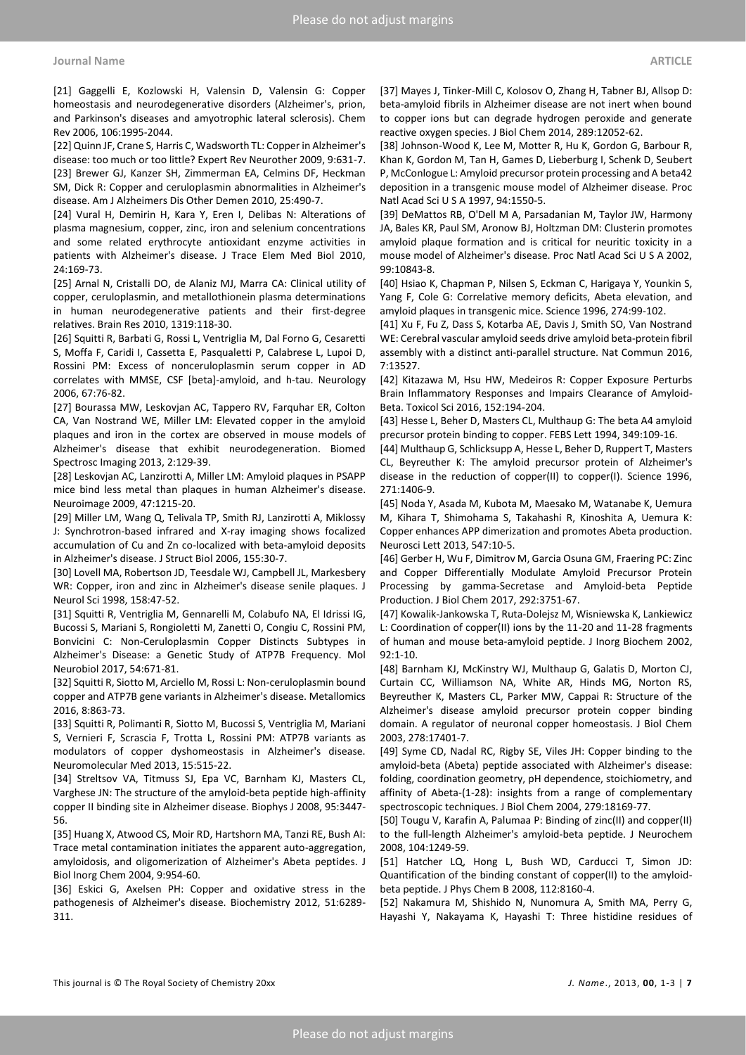[21] Gaggelli E, Kozlowski H, Valensin D, Valensin G: Copper homeostasis and neurodegenerative disorders (Alzheimer's, prion, and Parkinson's diseases and amyotrophic lateral sclerosis). Chem Rev 2006, 106:1995-2044.

[22] Quinn JF, Crane S, Harris C, Wadsworth TL: Copper in Alzheimer's disease: too much or too little? Expert Rev Neurother 2009, 9:631-7.

[23] Brewer GJ, Kanzer SH, Zimmerman EA, Celmins DF, Heckman SM, Dick R: Copper and ceruloplasmin abnormalities in Alzheimer's disease. Am J Alzheimers Dis Other Demen 2010, 25:490-7.

[24] Vural H, Demirin H, Kara Y, Eren I, Delibas N: Alterations of plasma magnesium, copper, zinc, iron and selenium concentrations and some related erythrocyte antioxidant enzyme activities in patients with Alzheimer's disease. J Trace Elem Med Biol 2010, 24:169-73.

[25] Arnal N, Cristalli DO, de Alaniz MJ, Marra CA: Clinical utility of copper, ceruloplasmin, and metallothionein plasma determinations in human neurodegenerative patients and their first-degree relatives. Brain Res 2010, 1319:118-30.

[26] Squitti R, Barbati G, Rossi L, Ventriglia M, Dal Forno G, Cesaretti S, Moffa F, Caridi I, Cassetta E, Pasqualetti P, Calabrese L, Lupoi D, Rossini PM: Excess of nonceruloplasmin serum copper in AD correlates with MMSE, CSF [beta]-amyloid, and h-tau. Neurology 2006, 67:76-82.

[27] Bourassa MW, Leskovjan AC, Tappero RV, Farquhar ER, Colton CA, Van Nostrand WE, Miller LM: Elevated copper in the amyloid plaques and iron in the cortex are observed in mouse models of Alzheimer's disease that exhibit neurodegeneration. Biomed Spectrosc Imaging 2013, 2:129-39.

[28] Leskovjan AC, Lanzirotti A, Miller LM: Amyloid plaques in PSAPP mice bind less metal than plaques in human Alzheimer's disease. Neuroimage 2009, 47:1215-20.

[29] Miller LM, Wang Q, Telivala TP, Smith RJ, Lanzirotti A, Miklossy J: Synchrotron-based infrared and X-ray imaging shows focalized accumulation of Cu and Zn co-localized with beta-amyloid deposits in Alzheimer's disease. J Struct Biol 2006, 155:30-7.

[30] Lovell MA, Robertson JD, Teesdale WJ, Campbell JL, Markesbery WR: Copper, iron and zinc in Alzheimer's disease senile plaques. J Neurol Sci 1998, 158:47-52.

[31] Squitti R, Ventriglia M, Gennarelli M, Colabufo NA, El Idrissi IG, Bucossi S, Mariani S, Rongioletti M, Zanetti O, Congiu C, Rossini PM, Bonvicini C: Non-Ceruloplasmin Copper Distincts Subtypes in Alzheimer's Disease: a Genetic Study of ATP7B Frequency. Mol Neurobiol 2017, 54:671-81.

[32] Squitti R, Siotto M, Arciello M, Rossi L: Non-ceruloplasmin bound copper and ATP7B gene variants in Alzheimer's disease. Metallomics 2016, 8:863-73.

[33] Squitti R, Polimanti R, Siotto M, Bucossi S, Ventriglia M, Mariani S, Vernieri F, Scrascia F, Trotta L, Rossini PM: ATP7B variants as modulators of copper dyshomeostasis in Alzheimer's disease. Neuromolecular Med 2013, 15:515-22.

[34] Streltsov VA, Titmuss SJ, Epa VC, Barnham KJ, Masters CL, Varghese JN: The structure of the amyloid-beta peptide high-affinity copper II binding site in Alzheimer disease. Biophys J 2008, 95:3447-56.

[35] Huang X, Atwood CS, Moir RD, Hartshorn MA, Tanzi RE, Bush AI: Trace metal contamination initiates the apparent auto-aggregation, amyloidosis, and oligomerization of Alzheimer's Abeta peptides. J Biol Inorg Chem 2004, 9:954-60.

[36] Eskici G, Axelsen PH: Copper and oxidative stress in the pathogenesis of Alzheimer's disease. Biochemistry 2012, 51:6289-311.

[37] Mayes J, Tinker-Mill C, Kolosov O, Zhang H, Tabner BJ, Allsop D: beta-amyloid fibrils in Alzheimer disease are not inert when bound to copper ions but can degrade hydrogen peroxide and generate reactive oxygen species. J Biol Chem 2014, 289:12052-62.

[38] Johnson-Wood K, Lee M, Motter R, Hu K, Gordon G, Barbour R, Khan K, Gordon M, Tan H, Games D, Lieberburg I, Schenk D, Seubert P, McConlogue L: Amyloid precursor protein processing and A beta42 deposition in a transgenic mouse model of Alzheimer disease. Proc Natl Acad Sci U S A 1997, 94:1550-5.

[39] DeMattos RB, O'Dell M A, Parsadanian M, Taylor JW, Harmony JA, Bales KR, Paul SM, Aronow BJ, Holtzman DM: Clusterin promotes amyloid plaque formation and is critical for neuritic toxicity in a mouse model of Alzheimer's disease. Proc Natl Acad Sci U S A 2002, 99:10843-8.

[40] Hsiao K, Chapman P, Nilsen S, Eckman C, Harigaya Y, Younkin S, Yang F, Cole G: Correlative memory deficits, Abeta elevation, and amyloid plaques in transgenic mice. Science 1996, 274:99-102.

[41] Xu F, Fu Z, Dass S, Kotarba AE, Davis J, Smith SO, Van Nostrand WE: Cerebral vascular amyloid seeds drive amyloid beta-protein fibril assembly with a distinct anti-parallel structure. Nat Commun 2016, 7:13527.

[42] Kitazawa M, Hsu HW, Medeiros R: Copper Exposure Perturbs Brain Inflammatory Responses and Impairs Clearance of Amyloid-Beta. Toxicol Sci 2016, 152:194-204.

[43] Hesse L, Beher D, Masters CL, Multhaup G: The beta A4 amyloid precursor protein binding to copper. FEBS Lett 1994, 349:109-16.

[44] Multhaup G, Schlicksupp A, Hesse L, Beher D, Ruppert T, Masters CL, Beyreuther K: The amyloid precursor protein of Alzheimer's disease in the reduction of copper(II) to copper(I). Science 1996, 271:1406-9.

[45] Noda Y, Asada M, Kubota M, Maesako M, Watanabe K, Uemura M, Kihara T, Shimohama S, Takahashi R, Kinoshita A, Uemura K: Copper enhances APP dimerization and promotes Abeta production. Neurosci Lett 2013, 547:10-5.

[46] Gerber H, Wu F, Dimitrov M, Garcia Osuna GM, Fraering PC: Zinc and Copper Differentially Modulate Amyloid Precursor Protein Processing by gamma-Secretase and Amyloid-beta Peptide Production. J Biol Chem 2017, 292:3751-67.

[47] Kowalik-Jankowska T, Ruta-Dolejsz M, Wisniewska K, Lankiewicz L: Coordination of copper(II) ions by the 11-20 and 11-28 fragments of human and mouse beta-amyloid peptide. J Inorg Biochem 2002, 92:1-10.

[48] Barnham KJ, McKinstry WJ, Multhaup G, Galatis D, Morton CJ, Curtain CC, Williamson NA, White AR, Hinds MG, Norton RS, Beyreuther K, Masters CL, Parker MW, Cappai R: Structure of the Alzheimer's disease amyloid precursor protein copper binding domain. A regulator of neuronal copper homeostasis. J Biol Chem 2003, 278:17401-7.

[49] Syme CD, Nadal RC, Rigby SE, Viles JH: Copper binding to the amyloid-beta (Abeta) peptide associated with Alzheimer's disease: folding, coordination geometry, pH dependence, stoichiometry, and affinity of Abeta-(1-28): insights from a range of complementary spectroscopic techniques. J Biol Chem 2004, 279:18169-77.

[50] Tougu V, Karafin A, Palumaa P: Binding of zinc(II) and copper(II) to the full-length Alzheimer's amyloid-beta peptide. J Neurochem 2008, 104:1249-59.

[51] Hatcher LQ, Hong L, Bush WD, Carducci T, Simon JD: Quantification of the binding constant of copper(II) to the amyloid-beta peptide. J Phys Chem B 2008, 112:8160-4.

[52] Nakamura M, Shishido N, Nunomura A, Smith MA, Perry G, Hayashi Y, Nakayama K, Hayashi T: Three histidine residues of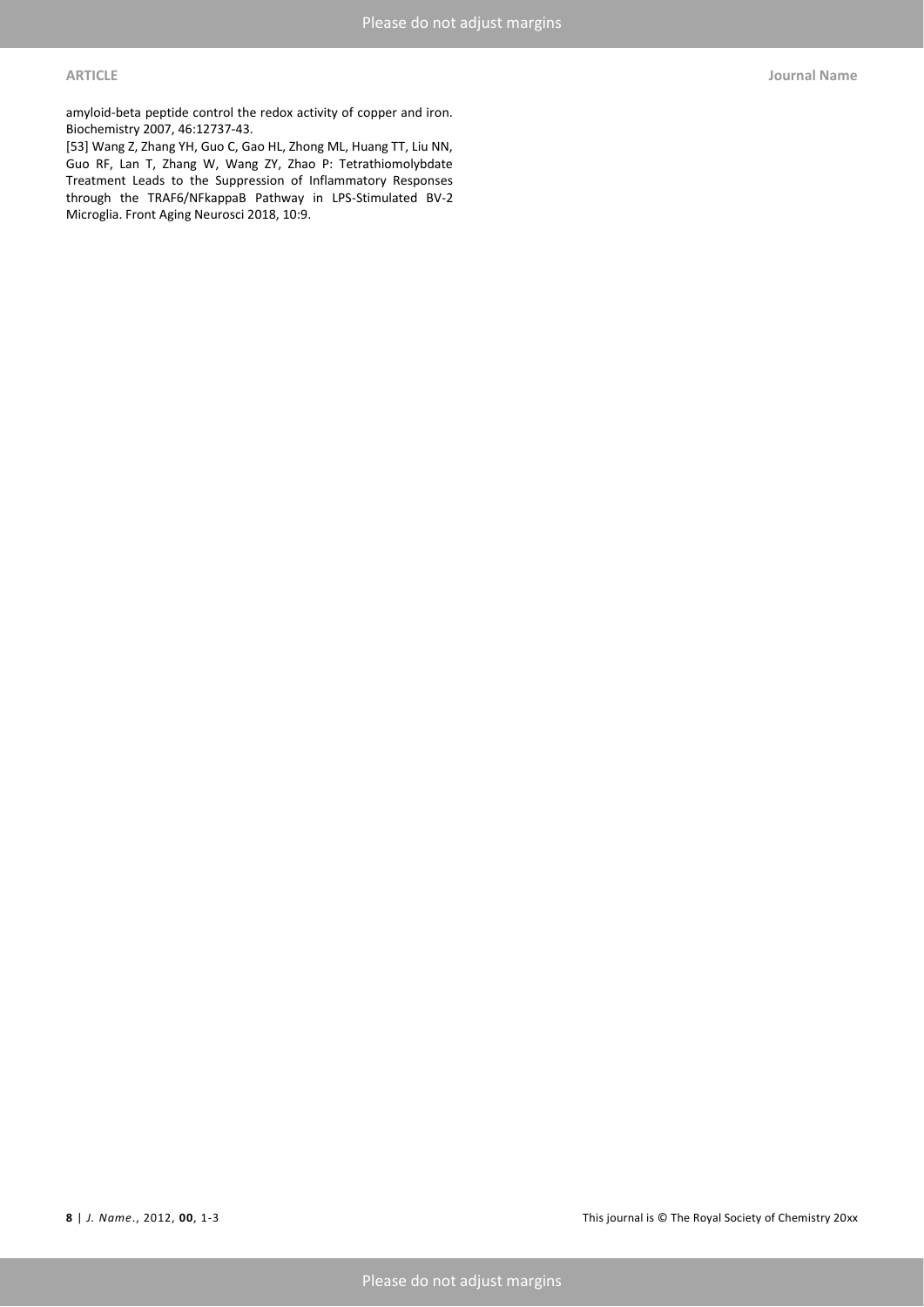amyloid-beta peptide control the redox activity of copper and iron. Biochemistry 2007, 46:12737-43.

[53] Wang Z, Zhang YH, Guo C, Gao HL, Zhong ML, Huang TT, Liu NN, Guo RF, Lan T, Zhang W, Wang ZY, Zhao P: Tetrathiomolybdate Treatment Leads to the Suppression of Inflammatory Responses through the TRAF6/NFkappaB Pathway in LPS-Stimulated BV-2 Microglia. Front Aging Neurosci 2018, 10:9.